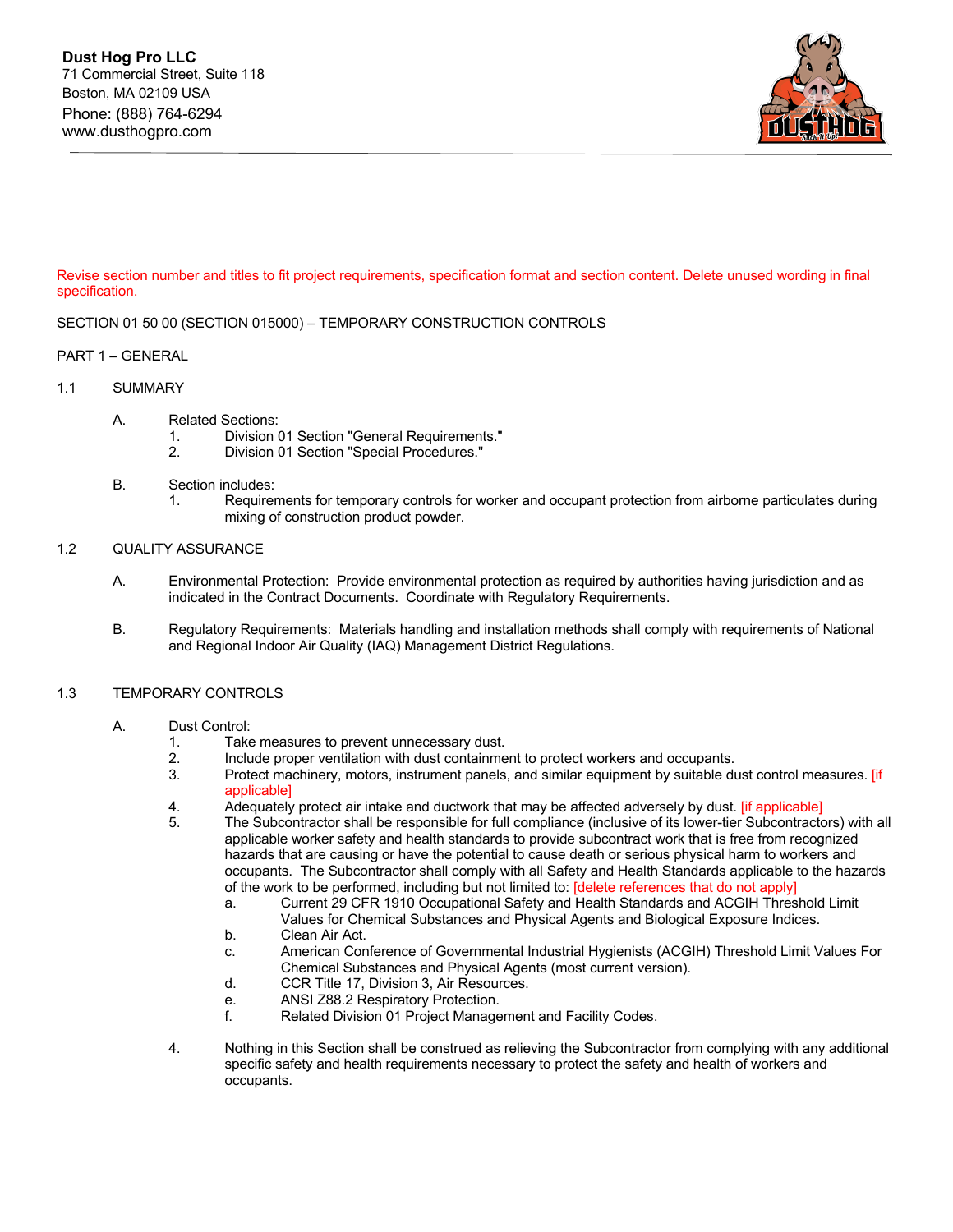**Dust Hog Pro LLC**
71 Commercial Street, Suite 118
Boston, MA 02109 USA
Phone: (888) 764-6294
www.dusthogpro.com

---

Revise section number and titles to fit project requirements, specification format and section content. Delete unused wording in final specification.

SECTION 01 50 00 (SECTION 015000) – TEMPORARY CONSTRUCTION CONTROLS

PART 1 – GENERAL

1.1 SUMMARY

A. Related Sections:
   1. Division 01 Section "General Requirements."
   2. Division 01 Section "Special Procedures."

B. Section includes:
   1. Requirements for temporary controls for worker and occupant protection from airborne particulates during mixing of construction product powder.

1.2 QUALITY ASSURANCE

A. Environmental Protection: Provide environmental protection as required by authorities having jurisdiction and as indicated in the Contract Documents. Coordinate with Regulatory Requirements.

B. Regulatory Requirements: Materials handling and installation methods shall comply with requirements of National and Regional Indoor Air Quality (IAQ) Management District Regulations.

1.3 TEMPORARY CONTROLS

A. Dust Control:
   1. Take measures to prevent unnecessary dust.
   2. Include proper ventilation with dust containment to protect workers and occupants.
   3. Protect machinery, motors, instrument panels, and similar equipment by suitable dust control measures. [if applicable]
   4. Adequately protect air intake and ductwork that may be affected adversely by dust. [if applicable]
   5. The Subcontractor shall be responsible for full compliance (inclusive of its lower-tier Subcontractors) with all applicable worker safety and health standards to provide subcontract work that is free from recognized hazards that are causing or have the potential to cause death or serious physical harm to workers and occupants. The Subcontractor shall comply with all Safety and Health Standards applicable to the hazards of the work to be performed, including but not limited to: [delete references that do not apply]
      a. Current 29 CFR 1910 Occupational Safety and Health Standards and ACGIH Threshold Limit Values for Chemical Substances and Physical Agents and Biological Exposure Indices.
      b. Clean Air Act.
      c. American Conference of Governmental Industrial Hygienists (ACGIH) Threshold Limit Values For Chemical Substances and Physical Agents (most current version).
      d. CCR Title 17, Division 3, Air Resources.
      e. ANSI Z88.2 Respiratory Protection.
      f. Related Division 01 Project Management and Facility Codes.

   4. Nothing in this Section shall be construed as relieving the Subcontractor from complying with any additional specific safety and health requirements necessary to protect the safety and health of workers and occupants.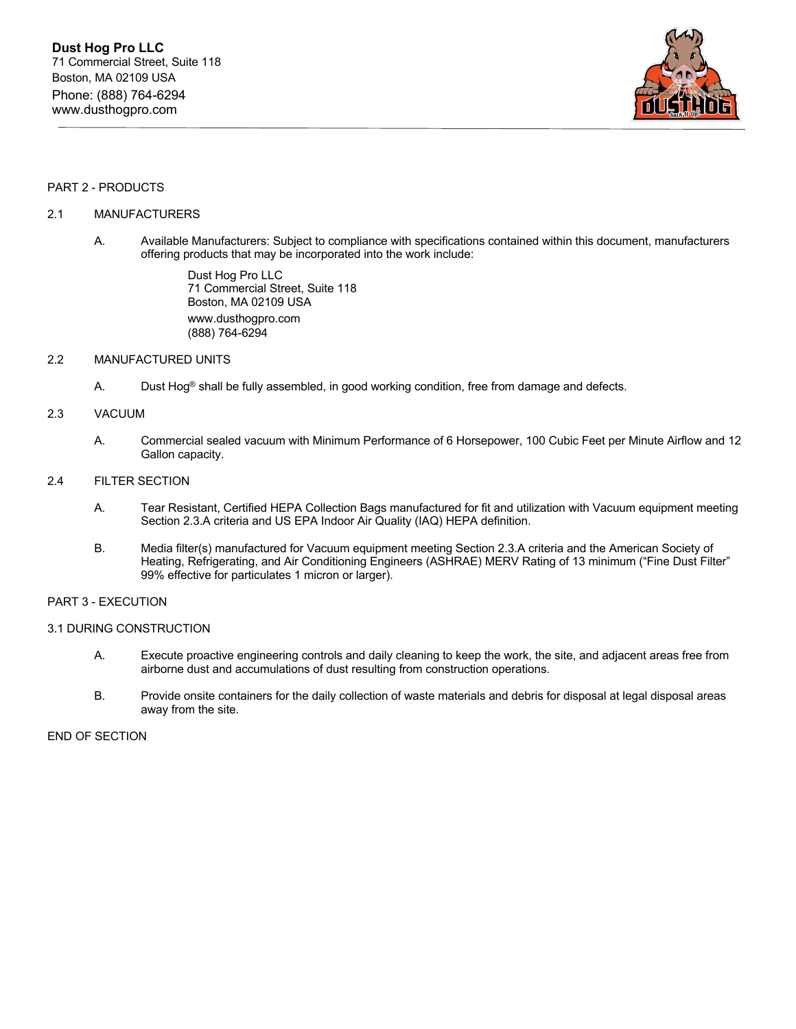**Dust Hog Pro LLC**
71 Commercial Street, Suite 118
Boston, MA 02109 USA
Phone: (888) 764-6294
www.dusthogpro.com

PART 2 - PRODUCTS

2.1 MANUFACTURERS

A. Available Manufacturers: Subject to compliance with specifications contained within this document, manufacturers offering products that may be incorporated into the work include:

Dust Hog Pro LLC
71 Commercial Street, Suite 118
Boston, MA 02109 USA
www.dusthogpro.com
(888) 764-6294

2.2 MANUFACTURED UNITS

A. Dust Hog® shall be fully assembled, in good working condition, free from damage and defects.

2.3 VACUUM

A. Commercial sealed vacuum with Minimum Performance of 6 Horsepower, 100 Cubic Feet per Minute Airflow and 12 Gallon capacity.

2.4 FILTER SECTION

A. Tear Resistant, Certified HEPA Collection Bags manufactured for fit and utilization with Vacuum equipment meeting Section 2.3.A criteria and US EPA Indoor Air Quality (IAQ) HEPA definition.

B. Media filter(s) manufactured for Vacuum equipment meeting Section 2.3.A criteria and the American Society of Heating, Refrigerating, and Air Conditioning Engineers (ASHRAE) MERV Rating of 13 minimum ("Fine Dust Filter" 99% effective for particulates 1 micron or larger).

PART 3 - EXECUTION

3.1 DURING CONSTRUCTION

A. Execute proactive engineering controls and daily cleaning to keep the work, the site, and adjacent areas free from airborne dust and accumulations of dust resulting from construction operations.

B. Provide onsite containers for the daily collection of waste materials and debris for disposal at legal disposal areas away from the site.

END OF SECTION